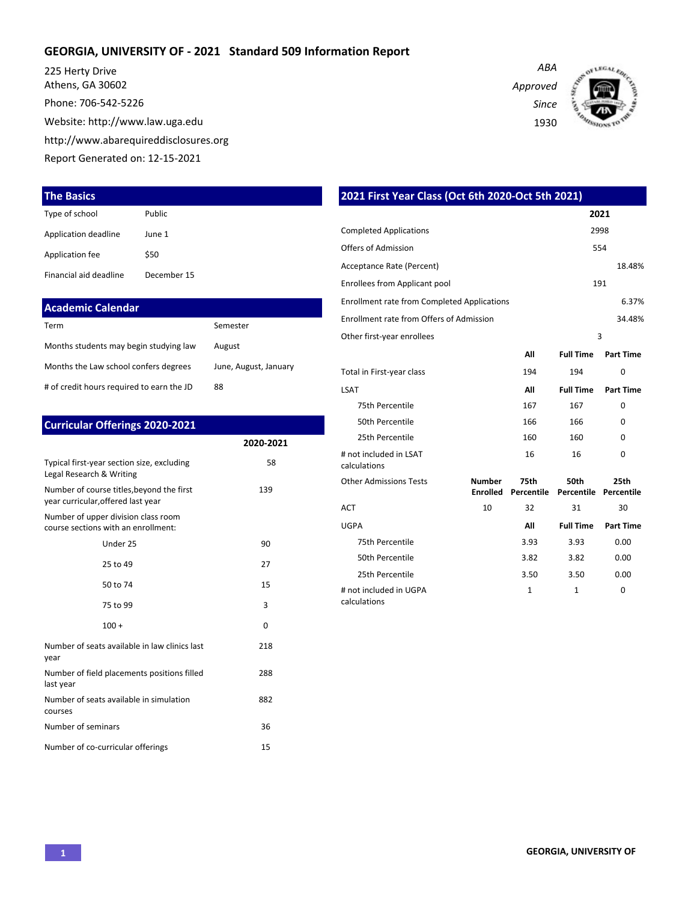# GEORGIA, UNIVERSITY OF - 2021 Standard 509 Information Report

225 Herty Drive
Athens, GA 30602
Phone: 706-542-5226
Website: http://www.law.uga.edu
http://www.abarequireddisclosures.org
Report Generated on: 12-15-2021

*ABA Approved Since 1930*

## The Basics

| | |
|---|---|
| Type of school | Public |
| Application deadline | June 1 |
| Application fee | $50 |
| Financial aid deadline | December 15 |

## Academic Calendar

| | |
|---|---|
| Term | Semester |
| Months students may begin studying law | August |
| Months the Law school confers degrees | June, August, January |
| # of credit hours required to earn the JD | 88 |

## Curricular Offerings 2020-2021

| | 2020-2021 |
|---|---|
| Typical first-year section size, excluding Legal Research & Writing | 58 |
| Number of course titles,beyond the first year curricular,offered last year | 139 |
| Number of upper division class room course sections with an enrollment: | |
| Under 25 | 90 |
| 25 to 49 | 27 |
| 50 to 74 | 15 |
| 75 to 99 | 3 |
| 100 + | 0 |
| Number of seats available in law clinics last year | 218 |
| Number of field placements positions filled last year | 288 |
| Number of seats available in simulation courses | 882 |
| Number of seminars | 36 |
| Number of co-curricular offerings | 15 |

## 2021 First Year Class (Oct 6th 2020-Oct 5th 2021)

| | 2021 |
|---|---|
| Completed Applications | 2998 |
| Offers of Admission | 554 |
| Acceptance Rate (Percent) | 18.48% |
| Enrollees from Applicant pool | 191 |
| Enrollment rate from Completed Applications | 6.37% |
| Enrollment rate from Offers of Admission | 34.48% |
| Other first-year enrollees | 3 |

| | All | Full Time | Part Time |
|---|---|---|---|
| Total in First-year class | 194 | 194 | 0 |

| LSAT | All | Full Time | Part Time |
|---|---|---|---|
| 75th Percentile | 167 | 167 | 0 |
| 50th Percentile | 166 | 166 | 0 |
| 25th Percentile | 160 | 160 | 0 |
| # not included in LSAT calculations | 16 | 16 | 0 |

| Other Admissions Tests | Number Enrolled | 75th Percentile | 50th Percentile | 25th Percentile |
|---|---|---|---|---|
| ACT | 10 | 32 | 31 | 30 |

| UGPA | All | Full Time | Part Time |
|---|---|---|---|
| 75th Percentile | 3.93 | 3.93 | 0.00 |
| 50th Percentile | 3.82 | 3.82 | 0.00 |
| 25th Percentile | 3.50 | 3.50 | 0.00 |
| # not included in UGPA calculations | 1 | 1 | 0 |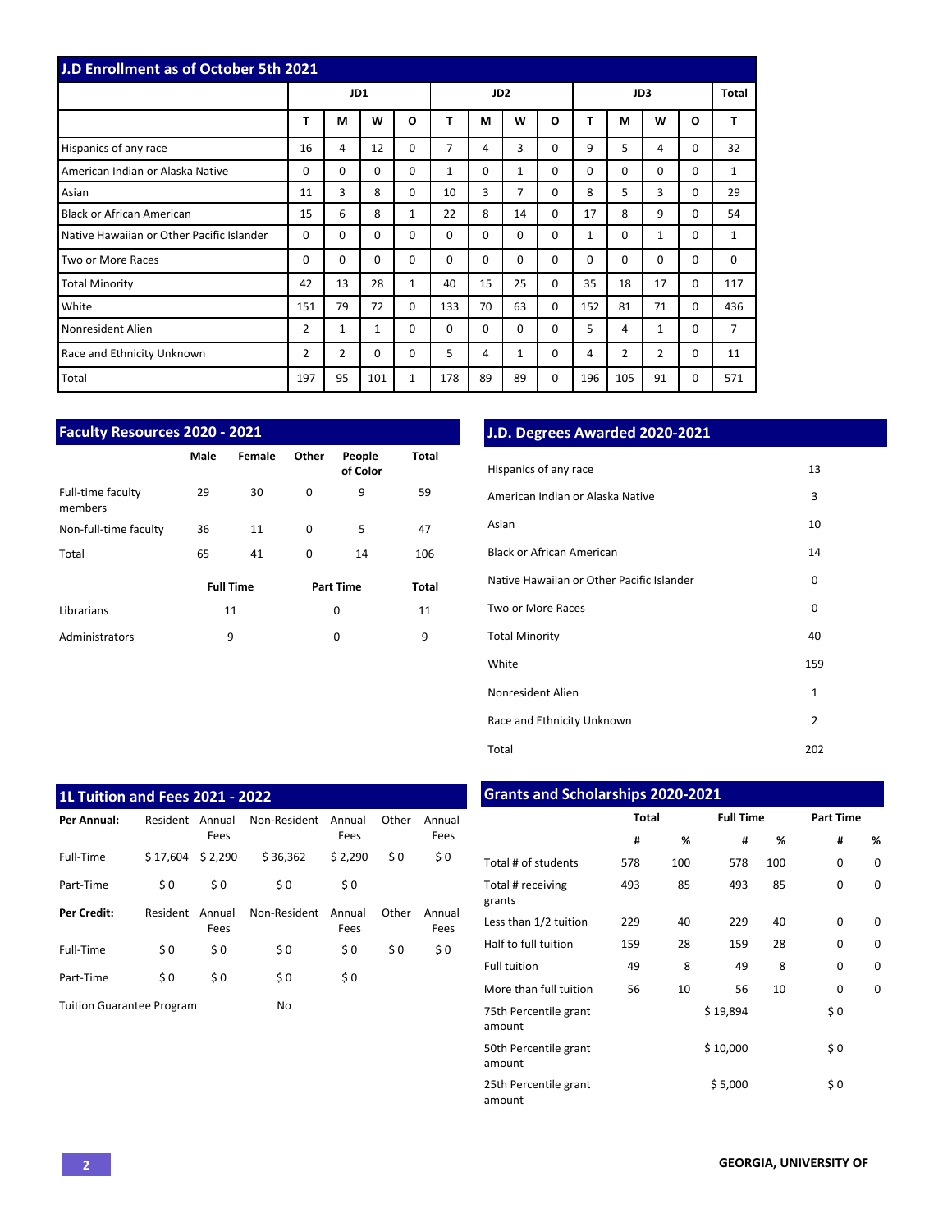## J.D Enrollment as of October 5th 2021

| | JD1 | | | | JD2 | | | | JD3 | | | | Total |
|---|---|---|---|---|---|---|---|---|---|---|---|---|---|
| | T | M | W | O | T | M | W | O | T | M | W | O | T |
| Hispanics of any race | 16 | 4 | 12 | 0 | 7 | 4 | 3 | 0 | 9 | 5 | 4 | 0 | 32 |
| American Indian or Alaska Native | 0 | 0 | 0 | 0 | 1 | 0 | 1 | 0 | 0 | 0 | 0 | 0 | 1 |
| Asian | 11 | 3 | 8 | 0 | 10 | 3 | 7 | 0 | 8 | 5 | 3 | 0 | 29 |
| Black or African American | 15 | 6 | 8 | 1 | 22 | 8 | 14 | 0 | 17 | 8 | 9 | 0 | 54 |
| Native Hawaiian or Other Pacific Islander | 0 | 0 | 0 | 0 | 0 | 0 | 0 | 0 | 1 | 0 | 1 | 0 | 1 |
| Two or More Races | 0 | 0 | 0 | 0 | 0 | 0 | 0 | 0 | 0 | 0 | 0 | 0 | 0 |
| Total Minority | 42 | 13 | 28 | 1 | 40 | 15 | 25 | 0 | 35 | 18 | 17 | 0 | 117 |
| White | 151 | 79 | 72 | 0 | 133 | 70 | 63 | 0 | 152 | 81 | 71 | 0 | 436 |
| Nonresident Alien | 2 | 1 | 1 | 0 | 0 | 0 | 0 | 0 | 5 | 4 | 1 | 0 | 7 |
| Race and Ethnicity Unknown | 2 | 2 | 0 | 0 | 5 | 4 | 1 | 0 | 4 | 2 | 2 | 0 | 11 |
| Total | 197 | 95 | 101 | 1 | 178 | 89 | 89 | 0 | 196 | 105 | 91 | 0 | 571 |

## Faculty Resources 2020 - 2021

| | Male | Female | Other | People of Color | Total |
|---|---|---|---|---|---|
| Full-time faculty members | 29 | 30 | 0 | 9 | 59 |
| Non-full-time faculty | 36 | 11 | 0 | 5 | 47 |
| Total | 65 | 41 | 0 | 14 | 106 |

| | Full Time | Part Time | Total |
|---|---|---|---|
| Librarians | 11 | 0 | 11 |
| Administrators | 9 | 0 | 9 |

## J.D. Degrees Awarded 2020-2021

| | |
|---|---|
| Hispanics of any race | 13 |
| American Indian or Alaska Native | 3 |
| Asian | 10 |
| Black or African American | 14 |
| Native Hawaiian or Other Pacific Islander | 0 |
| Two or More Races | 0 |
| Total Minority | 40 |
| White | 159 |
| Nonresident Alien | 1 |
| Race and Ethnicity Unknown | 2 |
| Total | 202 |

## 1L Tuition and Fees 2021 - 2022

| **Per Annual:** | Resident | Annual Fees | Non-Resident | Annual Fees | Other | Annual Fees |
|---|---|---|---|---|---|---|
| Full-Time | $ 17,604 | $ 2,290 | $ 36,362 | $ 2,290 | $ 0 | $ 0 |
| Part-Time | $ 0 | $ 0 | $ 0 | $ 0 | | |
| **Per Credit:** | Resident | Annual Fees | Non-Resident | Annual Fees | Other | Annual Fees |
| Full-Time | $ 0 | $ 0 | $ 0 | $ 0 | $ 0 | $ 0 |
| Part-Time | $ 0 | $ 0 | $ 0 | $ 0 | | |

Tuition Guarantee Program: No

## Grants and Scholarships 2020-2021

| | Total | | Full Time | | Part Time | |
|---|---|---|---|---|---|---|
| | # | % | # | % | # | % |
| Total # of students | 578 | 100 | 578 | 100 | 0 | 0 |
| Total # receiving grants | 493 | 85 | 493 | 85 | 0 | 0 |
| Less than 1/2 tuition | 229 | 40 | 229 | 40 | 0 | 0 |
| Half to full tuition | 159 | 28 | 159 | 28 | 0 | 0 |
| Full tuition | 49 | 8 | 49 | 8 | 0 | 0 |
| More than full tuition | 56 | 10 | 56 | 10 | 0 | 0 |
| 75th Percentile grant amount | | | $ 19,894 | | $ 0 | |
| 50th Percentile grant amount | | | $ 10,000 | | $ 0 | |
| 25th Percentile grant amount | | | $ 5,000 | | $ 0 | |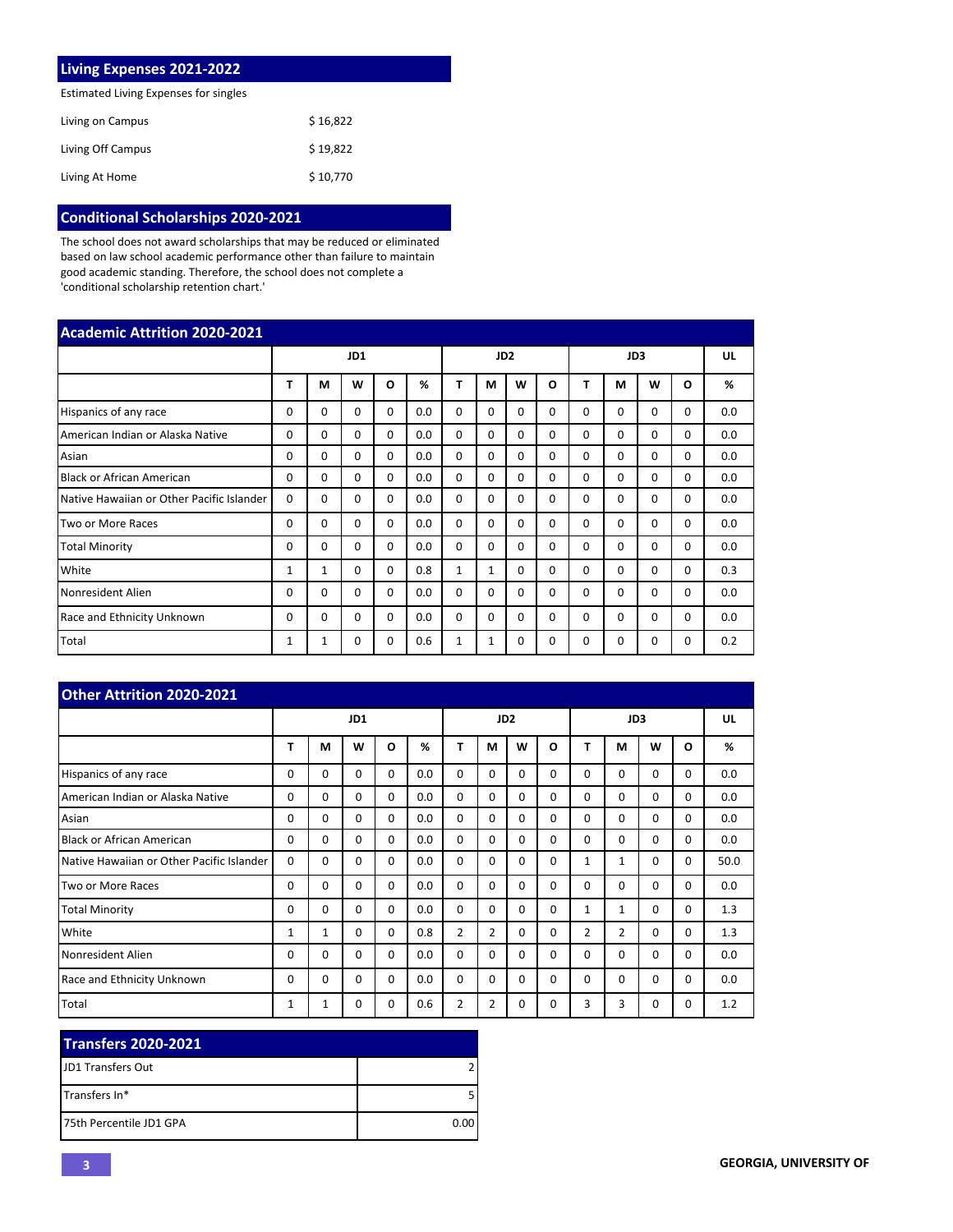## Living Expenses 2021-2022

Estimated Living Expenses for singles

| | |
|---|---|
| Living on Campus | $ 16,822 |
| Living Off Campus | $ 19,822 |
| Living At Home | $ 10,770 |

## Conditional Scholarships 2020-2021

The school does not award scholarships that may be reduced or eliminated based on law school academic performance other than failure to maintain good academic standing. Therefore, the school does not complete a 'conditional scholarship retention chart.'

## Academic Attrition 2020-2021

| | JD1 | | | | | JD2 | | | | JD3 | | | | UL |
|---|---|---|---|---|---|---|---|---|---|---|---|---|---|---|
| | T | M | W | O | % | T | M | W | O | T | M | W | O | % |
| Hispanics of any race | 0 | 0 | 0 | 0 | 0.0 | 0 | 0 | 0 | 0 | 0 | 0 | 0 | 0 | 0.0 |
| American Indian or Alaska Native | 0 | 0 | 0 | 0 | 0.0 | 0 | 0 | 0 | 0 | 0 | 0 | 0 | 0 | 0.0 |
| Asian | 0 | 0 | 0 | 0 | 0.0 | 0 | 0 | 0 | 0 | 0 | 0 | 0 | 0 | 0.0 |
| Black or African American | 0 | 0 | 0 | 0 | 0.0 | 0 | 0 | 0 | 0 | 0 | 0 | 0 | 0 | 0.0 |
| Native Hawaiian or Other Pacific Islander | 0 | 0 | 0 | 0 | 0.0 | 0 | 0 | 0 | 0 | 0 | 0 | 0 | 0 | 0.0 |
| Two or More Races | 0 | 0 | 0 | 0 | 0.0 | 0 | 0 | 0 | 0 | 0 | 0 | 0 | 0 | 0.0 |
| Total Minority | 0 | 0 | 0 | 0 | 0.0 | 0 | 0 | 0 | 0 | 0 | 0 | 0 | 0 | 0.0 |
| White | 1 | 1 | 0 | 0 | 0.8 | 1 | 1 | 0 | 0 | 0 | 0 | 0 | 0 | 0.3 |
| Nonresident Alien | 0 | 0 | 0 | 0 | 0.0 | 0 | 0 | 0 | 0 | 0 | 0 | 0 | 0 | 0.0 |
| Race and Ethnicity Unknown | 0 | 0 | 0 | 0 | 0.0 | 0 | 0 | 0 | 0 | 0 | 0 | 0 | 0 | 0.0 |
| Total | 1 | 1 | 0 | 0 | 0.6 | 1 | 1 | 0 | 0 | 0 | 0 | 0 | 0 | 0.2 |

## Other Attrition 2020-2021

| | JD1 | | | | | JD2 | | | | JD3 | | | | UL |
|---|---|---|---|---|---|---|---|---|---|---|---|---|---|---|
| | T | M | W | O | % | T | M | W | O | T | M | W | O | % |
| Hispanics of any race | 0 | 0 | 0 | 0 | 0.0 | 0 | 0 | 0 | 0 | 0 | 0 | 0 | 0 | 0.0 |
| American Indian or Alaska Native | 0 | 0 | 0 | 0 | 0.0 | 0 | 0 | 0 | 0 | 0 | 0 | 0 | 0 | 0.0 |
| Asian | 0 | 0 | 0 | 0 | 0.0 | 0 | 0 | 0 | 0 | 0 | 0 | 0 | 0 | 0.0 |
| Black or African American | 0 | 0 | 0 | 0 | 0.0 | 0 | 0 | 0 | 0 | 0 | 0 | 0 | 0 | 0.0 |
| Native Hawaiian or Other Pacific Islander | 0 | 0 | 0 | 0 | 0.0 | 0 | 0 | 0 | 0 | 1 | 1 | 0 | 0 | 50.0 |
| Two or More Races | 0 | 0 | 0 | 0 | 0.0 | 0 | 0 | 0 | 0 | 0 | 0 | 0 | 0 | 0.0 |
| Total Minority | 0 | 0 | 0 | 0 | 0.0 | 0 | 0 | 0 | 0 | 1 | 1 | 0 | 0 | 1.3 |
| White | 1 | 1 | 0 | 0 | 0.8 | 2 | 2 | 0 | 0 | 2 | 2 | 0 | 0 | 1.3 |
| Nonresident Alien | 0 | 0 | 0 | 0 | 0.0 | 0 | 0 | 0 | 0 | 0 | 0 | 0 | 0 | 0.0 |
| Race and Ethnicity Unknown | 0 | 0 | 0 | 0 | 0.0 | 0 | 0 | 0 | 0 | 0 | 0 | 0 | 0 | 0.0 |
| Total | 1 | 1 | 0 | 0 | 0.6 | 2 | 2 | 0 | 0 | 3 | 3 | 0 | 0 | 1.2 |

## Transfers 2020-2021

| | |
|---|---|
| JD1 Transfers Out | 2 |
| Transfers In* | 5 |
| 75th Percentile JD1 GPA | 0.00 |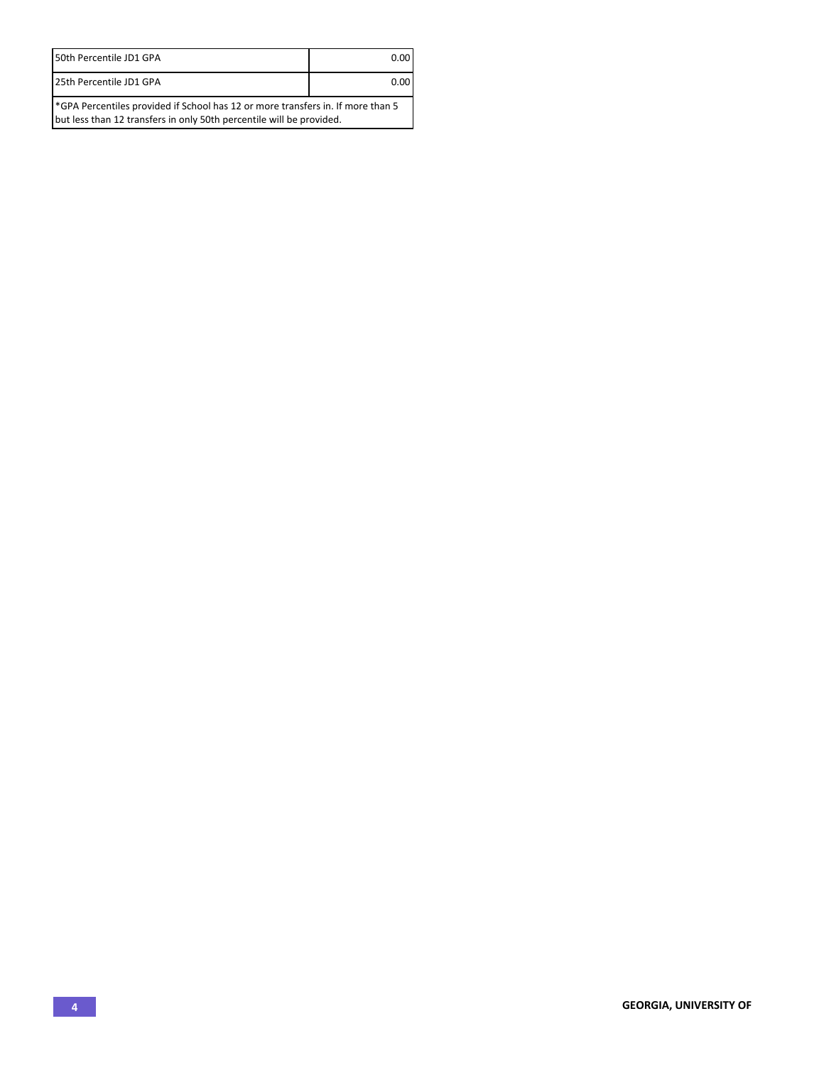| | |
|---|---|
| 50th Percentile JD1 GPA | 0.00 |
| 25th Percentile JD1 GPA | 0.00 |
| *GPA Percentiles provided if School has 12 or more transfers in. If more than 5 but less than 12 transfers in only 50th percentile will be provided. | |